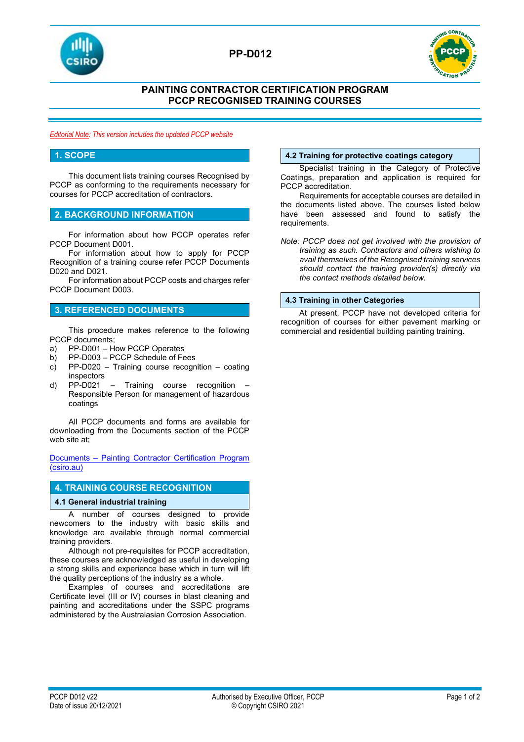# PP-D012

## PAINTING CONTRACTOR CERTIFICATION PROGRAM
## PCCP RECOGNISED TRAINING COURSES

*Editorial Note: This version includes the updated PCCP website*

## 1. SCOPE

This document lists training courses Recognised by PCCP as conforming to the requirements necessary for courses for PCCP accreditation of contractors.

## 2. BACKGROUND INFORMATION

For information about how PCCP operates refer PCCP Document D001.

For information about how to apply for PCCP Recognition of a training course refer PCCP Documents D020 and D021.

For information about PCCP costs and charges refer PCCP Document D003.

## 3. REFERENCED DOCUMENTS

This procedure makes reference to the following PCCP documents;

a) PP-D001 – How PCCP Operates
b) PP-D003 – PCCP Schedule of Fees
c) PP-D020 – Training course recognition – coating inspectors
d) PP-D021 – Training course recognition – Responsible Person for management of hazardous coatings

All PCCP documents and forms are available for downloading from the Documents section of the PCCP web site at;

Documents – Painting Contractor Certification Program (csiro.au)

## 4. TRAINING COURSE RECOGNITION

### 4.1 General industrial training

A number of courses designed to provide newcomers to the industry with basic skills and knowledge are available through normal commercial training providers.

Although not pre-requisites for PCCP accreditation, these courses are acknowledged as useful in developing a strong skills and experience base which in turn will lift the quality perceptions of the industry as a whole.

Examples of courses and accreditations are Certificate level (III or IV) courses in blast cleaning and painting and accreditations under the SSPC programs administered by the Australasian Corrosion Association.

### 4.2 Training for protective coatings category

Specialist training in the Category of Protective Coatings, preparation and application is required for PCCP accreditation.

Requirements for acceptable courses are detailed in the documents listed above. The courses listed below have been assessed and found to satisfy the requirements.

*Note: PCCP does not get involved with the provision of training as such. Contractors and others wishing to avail themselves of the Recognised training services should contact the training provider(s) directly via the contact methods detailed below.*

### 4.3 Training in other Categories

At present, PCCP have not developed criteria for recognition of courses for either pavement marking or commercial and residential building painting training.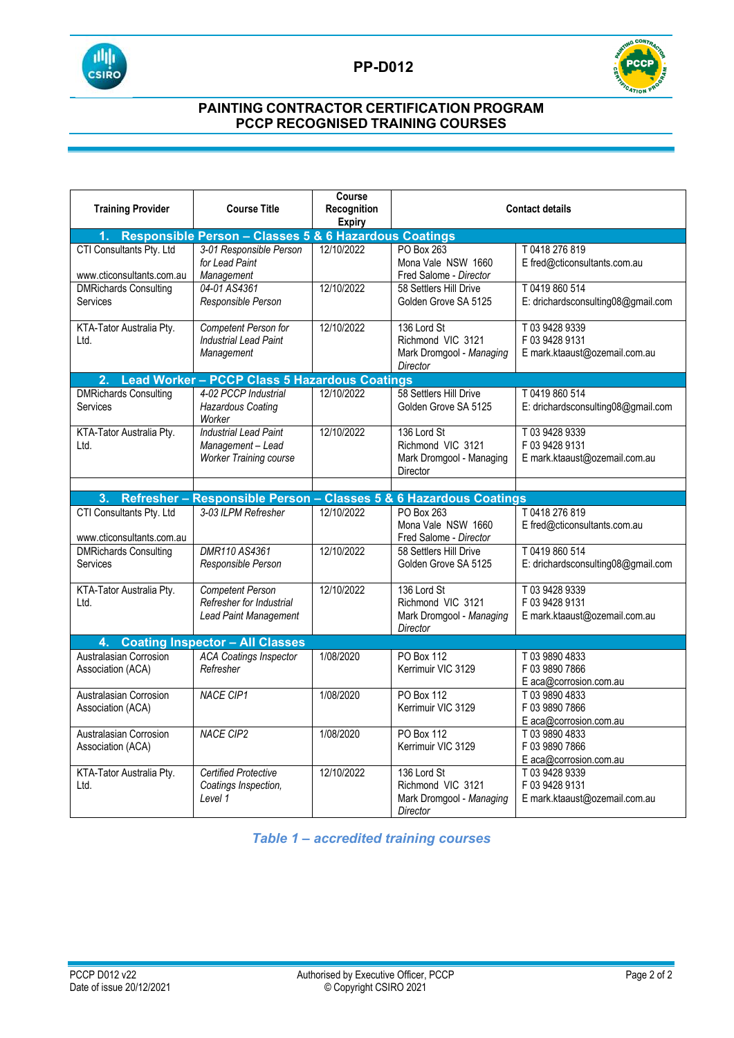## PAINTING CONTRACTOR CERTIFICATION PROGRAM
## PCCP RECOGNISED TRAINING COURSES

| Training Provider | Course Title | Course Recognition Expiry | Contact details | |
|---|---|---|---|---|
| **1. Responsible Person – Classes 5 & 6 Hazardous Coatings** | | | | |
| CTI Consultants Pty. Ltd<br><br>www.cticonsultants.com.au | *3-01 Responsible Person for Lead Paint Management* | 12/10/2022 | PO Box 263<br>Mona Vale NSW 1660<br>Fred Salome - *Director* | T 0418 276 819<br>E fred@cticonsultants.com.au |
| DMRichards Consulting Services | *04-01 AS4361 Responsible Person* | 12/10/2022 | 58 Settlers Hill Drive<br>Golden Grove SA 5125 | T 0419 860 514<br>E: drichardsconsulting08@gmail.com |
| KTA-Tator Australia Pty. Ltd. | *Competent Person for Industrial Lead Paint Management* | 12/10/2022 | 136 Lord St<br>Richmond VIC 3121<br>Mark Dromgool - *Managing Director* | T 03 9428 9339<br>F 03 9428 9131<br>E mark.ktaaust@ozemail.com.au |
| **2. Lead Worker – PCCP Class 5 Hazardous Coatings** | | | | |
| DMRichards Consulting Services | *4-02 PCCP Industrial Hazardous Coating Worker* | 12/10/2022 | 58 Settlers Hill Drive<br>Golden Grove SA 5125 | T 0419 860 514<br>E: drichardsconsulting08@gmail.com |
| KTA-Tator Australia Pty. Ltd. | *Industrial Lead Paint Management – Lead Worker Training course* | 12/10/2022 | 136 Lord St<br>Richmond VIC 3121<br>Mark Dromgool - Managing Director | T 03 9428 9339<br>F 03 9428 9131<br>E mark.ktaaust@ozemail.com.au |
| | | | | |
| **3. Refresher – Responsible Person – Classes 5 & 6 Hazardous Coatings** | | | | |
| CTI Consultants Pty. Ltd<br><br>www.cticonsultants.com.au | *3-03 ILPM Refresher* | 12/10/2022 | PO Box 263<br>Mona Vale NSW 1660<br>Fred Salome - *Director* | T 0418 276 819<br>E fred@cticonsultants.com.au |
| DMRichards Consulting Services | *DMR110 AS4361 Responsible Person* | 12/10/2022 | 58 Settlers Hill Drive<br>Golden Grove SA 5125 | T 0419 860 514<br>E: drichardsconsulting08@gmail.com |
| KTA-Tator Australia Pty. Ltd. | *Competent Person Refresher for Industrial Lead Paint Management* | 12/10/2022 | 136 Lord St<br>Richmond VIC 3121<br>Mark Dromgool - *Managing Director* | T 03 9428 9339<br>F 03 9428 9131<br>E mark.ktaaust@ozemail.com.au |
| **4. Coating Inspector – All Classes** | | | | |
| Australasian Corrosion Association (ACA) | *ACA Coatings Inspector Refresher* | 1/08/2020 | PO Box 112<br>Kerrimuir VIC 3129 | T 03 9890 4833<br>F 03 9890 7866<br>E aca@corrosion.com.au |
| Australasian Corrosion Association (ACA) | *NACE CIP1* | 1/08/2020 | PO Box 112<br>Kerrimuir VIC 3129 | T 03 9890 4833<br>F 03 9890 7866<br>E aca@corrosion.com.au |
| Australasian Corrosion Association (ACA) | *NACE CIP2* | 1/08/2020 | PO Box 112<br>Kerrimuir VIC 3129 | T 03 9890 4833<br>F 03 9890 7866<br>E aca@corrosion.com.au |
| KTA-Tator Australia Pty. Ltd. | *Certified Protective Coatings Inspection, Level 1* | 12/10/2022 | 136 Lord St<br>Richmond VIC 3121<br>Mark Dromgool - *Managing Director* | T 03 9428 9339<br>F 03 9428 9131<br>E mark.ktaaust@ozemail.com.au |

***Table 1 – accredited training courses***